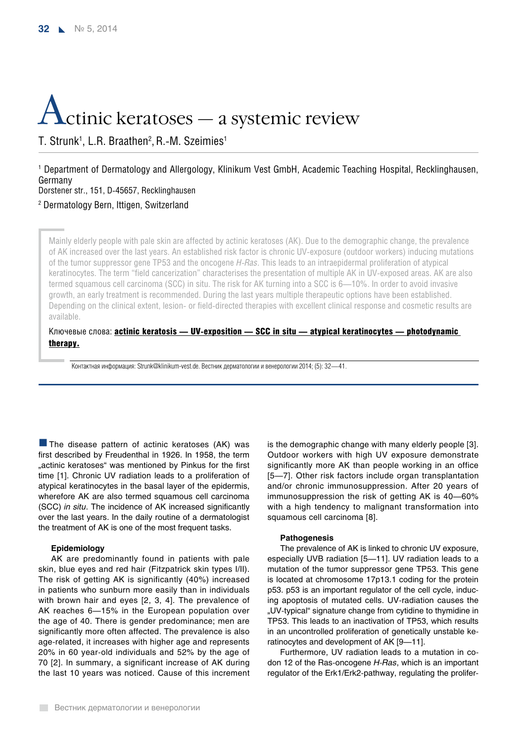# Actinic keratoses — a systemic review

T. Strunk[1], L.R. Braathen[2], R.-M. Szeimies[1]

[1] Department of Dermatology and Allergology, Klinikum Vest GmbH, Academic Teaching Hospital, Recklinghausen, Germany
Dorstener str., 151, D-45657, Recklinghausen

[2] Dermatology Bern, Ittigen, Switzerland

Mainly elderly people with pale skin are affected by actinic keratoses (AK). Due to the demographic change, the prevalence of AK increased over the last years. An established risk factor is chronic UV-exposure (outdoor workers) inducing mutations of the tumor suppressor gene TP53 and the oncogene *H-Ras*. This leads to an intraepidermal proliferation of atypical keratinocytes. The term "field cancerization" characterises the presentation of multiple AK in UV-exposed areas. AK are also termed squamous cell carcinoma (SCC) in situ. The risk for AK turning into a SCC is 6—10%. In order to avoid invasive growth, an early treatment is recommended. During the last years multiple therapeutic options have been established. Depending on the clinical extent, lesion- or field-directed therapies with excellent clinical response and cosmetic results are available.

Ключевые слова: **actinic keratosis — UV-exposition — SCC in situ — atypical keratinocytes — photodynamic therapy.**

Контактная информация: Strunk@klinikum-vest.de. Вестник дерматологии и венерологии 2014; (5): 32—41.

The disease pattern of actinic keratoses (AK) was first described by Freudenthal in 1926. In 1958, the term „actinic keratoses" was mentioned by Pinkus for the first time [1]. Chronic UV radiation leads to a proliferation of atypical keratinocytes in the basal layer of the epidermis, wherefore AK are also termed squamous cell carcinoma (SCC) *in situ*. The incidence of AK increased significantly over the last years. In the daily routine of a dermatologist the treatment of AK is one of the most frequent tasks.

### Epidemiology

AK are predominantly found in patients with pale skin, blue eyes and red hair (Fitzpatrick skin types I/II). The risk of getting AK is significantly (40%) increased in patients who sunburn more easily than in individuals with brown hair and eyes [2, 3, 4]. The prevalence of AK reaches 6—15% in the European population over the age of 40. There is gender predominance; men are significantly more often affected. The prevalence is also age-related, it increases with higher age and represents 20% in 60 year-old individuals and 52% by the age of 70 [2]. In summary, a significant increase of AK during the last 10 years was noticed. Cause of this increment is the demographic change with many elderly people [3]. Outdoor workers with high UV exposure demonstrate significantly more AK than people working in an office [5—7]. Other risk factors include organ transplantation and/or chronic immunosuppression. After 20 years of immunosuppression the risk of getting AK is 40—60% with a high tendency to malignant transformation into squamous cell carcinoma [8].

### Pathogenesis

The prevalence of AK is linked to chronic UV exposure, especially UVB radiation [5—11]. UV radiation leads to a mutation of the tumor suppressor gene TP53. This gene is located at chromosome 17p13.1 coding for the protein p53. p53 is an important regulator of the cell cycle, inducing apoptosis of mutated cells. UV-radiation causes the „UV-typical" signature change from cytidine to thymidine in TP53. This leads to an inactivation of TP53, which results in an uncontrolled proliferation of genetically unstable keratinocytes and development of AK [9—11].

Furthermore, UV radiation leads to a mutation in codon 12 of the Ras-oncogene *H-Ras*, which is an important regulator of the Erk1/Erk2-pathway, regulating the prolifer-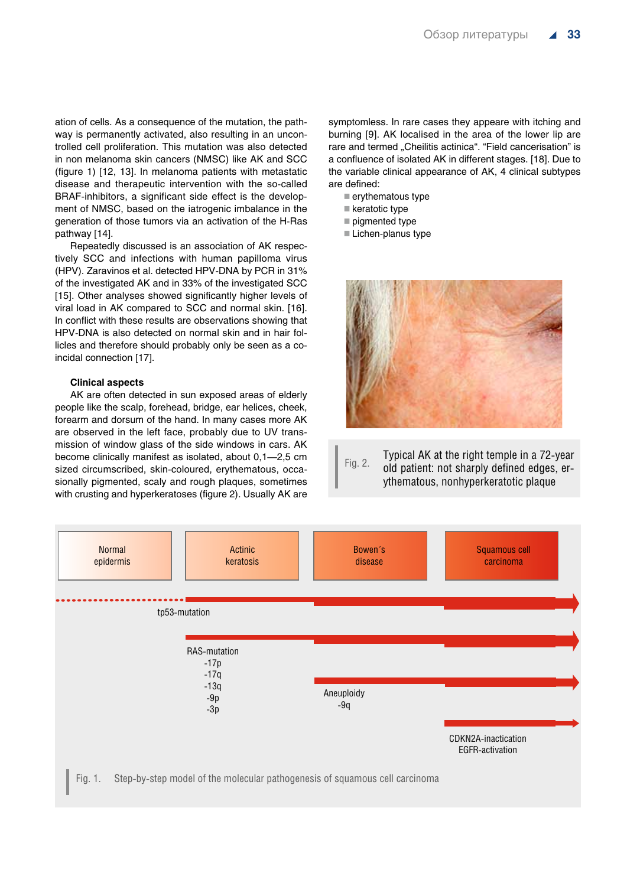ation of cells. As a consequence of the mutation, the pathway is permanently activated, also resulting in an uncontrolled cell proliferation. This mutation was also detected in non melanoma skin cancers (NMSC) like AK and SCC (figure 1) [12, 13]. In melanoma patients with metastatic disease and therapeutic intervention with the so-called BRAF-inhibitors, a significant side effect is the development of NMSC, based on the iatrogenic imbalance in the generation of those tumors via an activation of the H-Ras pathway [14].

Repeatedly discussed is an association of AK respectively SCC and infections with human papilloma virus (HPV). Zaravinos et al. detected HPV-DNA by PCR in 31% of the investigated AK and in 33% of the investigated SCC [15]. Other analyses showed significantly higher levels of viral load in AK compared to SCC and normal skin. [16]. In conflict with these results are observations showing that HPV-DNA is also detected on normal skin and in hair follicles and therefore should probably only be seen as a coincidal connection [17].

### Clinical aspects

AK are often detected in sun exposed areas of elderly people like the scalp, forehead, bridge, ear helices, cheek, forearm and dorsum of the hand. In many cases more AK are observed in the left face, probably due to UV transmission of window glass of the side windows in cars. AK become clinically manifest as isolated, about 0,1—2,5 cm sized circumscribed, skin-coloured, erythematous, occasionally pigmented, scaly and rough plaques, sometimes with crusting and hyperkeratoses (figure 2). Usually AK are symptomless. In rare cases they appeare with itching and burning [9]. AK localised in the area of the lower lip are rare and termed „Cheilitis actinica“. “Field cancerisation” is a confluence of isolated AK in different stages. [18]. Due to the variable clinical appearance of AK, 4 clinical subtypes are defined:

- erythematous type
- keratotic type
- pigmented type
- Lichen-planus type

Fig. 2. Typical AK at the right temple in a 72-year old patient: not sharply defined edges, erythematous, nonhyperkeratotic plaque

Normal epidermis → Actinic keratosis → Bowen´s disease → Squamous cell carcinoma

tp53-mutation

RAS-mutation
-17p
-17q
-13q
-9p
-3p

Aneuploidy
-9q

CDKN2A-inactication
EGFR-activation

Fig. 1. Step-by-step model of the molecular pathogenesis of squamous cell carcinoma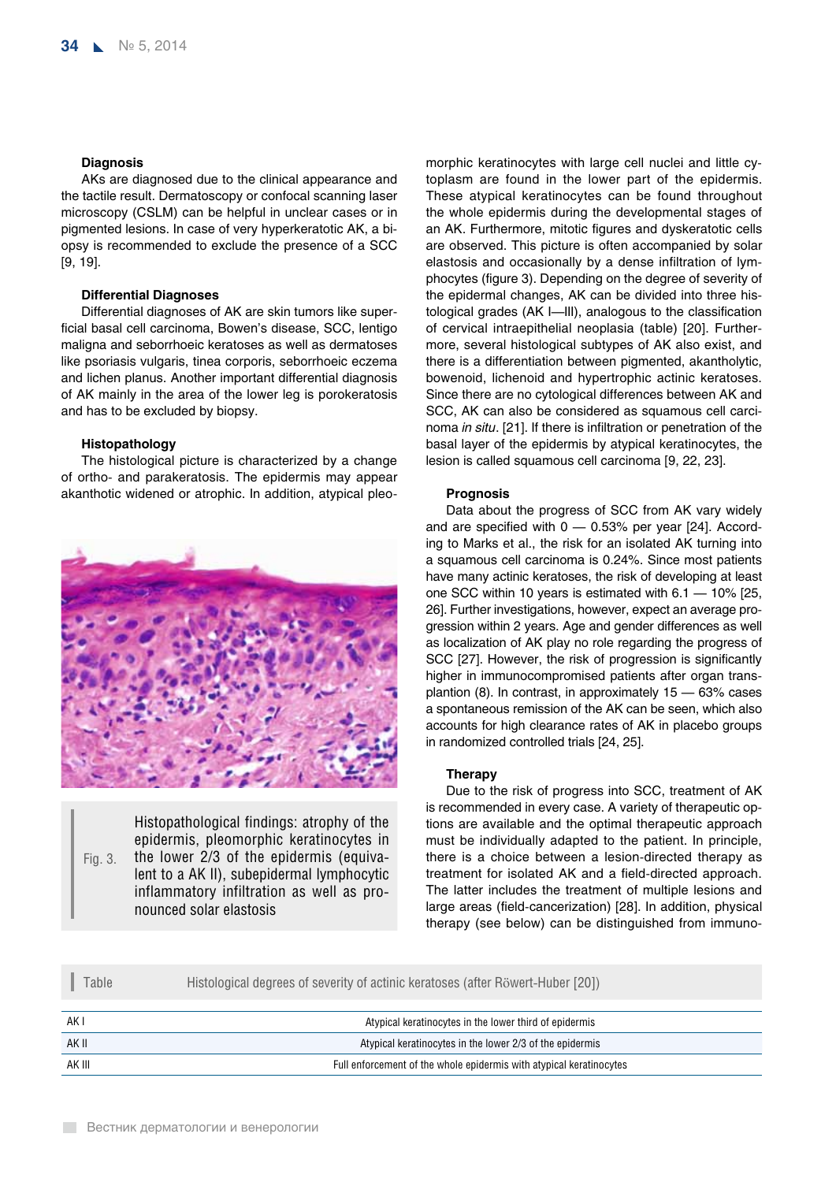### Diagnosis

AKs are diagnosed due to the clinical appearance and the tactile result. Dermatoscopy or confocal scanning laser microscopy (CSLM) can be helpful in unclear cases or in pigmented lesions. In case of very hyperkeratotic AK, a biopsy is recommended to exclude the presence of a SCC [9, 19].

### Differential Diagnoses

Differential diagnoses of AK are skin tumors like superficial basal cell carcinoma, Bowen's disease, SCC, lentigo maligna and seborrhoeic keratoses as well as dermatoses like psoriasis vulgaris, tinea corporis, seborrhoeic eczema and lichen planus. Another important differential diagnosis of AK mainly in the area of the lower leg is porokeratosis and has to be excluded by biopsy.

### Histopathology

The histological picture is characterized by a change of ortho- and parakeratosis. The epidermis may appear akanthotic widened or atrophic. In addition, atypical pleomorphic keratinocytes with large cell nuclei and little cytoplasm are found in the lower part of the epidermis. These atypical keratinocytes can be found throughout the whole epidermis during the developmental stages of an AK. Furthermore, mitotic figures and dyskeratotic cells are observed. This picture is often accompanied by solar elastosis and occasionally by a dense infiltration of lymphocytes (figure 3). Depending on the degree of severity of the epidermal changes, AK can be divided into three histological grades (AK I—III), analogous to the classification of cervical intraepithelial neoplasia (table) [20]. Furthermore, several histological subtypes of AK also exist, and there is a differentiation between pigmented, akantholytic, bowenoid, lichenoid and hypertrophic actinic keratoses. Since there are no cytological differences between AK and SCC, AK can also be considered as squamous cell carcinoma *in situ*. [21]. If there is infiltration or penetration of the basal layer of the epidermis by atypical keratinocytes, the lesion is called squamous cell carcinoma [9, 22, 23].

Fig. 3. Histopathological findings: atrophy of the epidermis, pleomorphic keratinocytes in the lower 2/3 of the epidermis (equivalent to a AK II), subepidermal lymphocytic inflammatory infiltration as well as pronounced solar elastosis

### Prognosis

Data about the progress of SCC from AK vary widely and are specified with 0 — 0.53% per year [24]. According to Marks et al., the risk for an isolated AK turning into a squamous cell carcinoma is 0.24%. Since most patients have many actinic keratoses, the risk of developing at least one SCC within 10 years is estimated with 6.1 — 10% [25, 26]. Further investigations, however, expect an average progression within 2 years. Age and gender differences as well as localization of AK play no role regarding the progress of SCC [27]. However, the risk of progression is significantly higher in immunocompromised patients after organ transplantion (8). In contrast, in approximately 15 — 63% cases a spontaneous remission of the AK can be seen, which also accounts for high clearance rates of AK in placebo groups in randomized controlled trials [24, 25].

### Therapy

Due to the risk of progress into SCC, treatment of AK is recommended in every case. A variety of therapeutic options are available and the optimal therapeutic approach must be individually adapted to the patient. In principle, there is a choice between a lesion-directed therapy as treatment for isolated AK and a field-directed approach. The latter includes the treatment of multiple lesions and large areas (field-cancerization) [28]. In addition, physical therapy (see below) can be distinguished from immuno-

Table. Histological degrees of severity of actinic keratoses (after Röwert-Huber [20])

| | |
|---|---|
| AK I | Atypical keratinocytes in the lower third of epidermis |
| AK II | Atypical keratinocytes in the lower 2/3 of the epidermis |
| AK III | Full enforcement of the whole epidermis with atypical keratinocytes |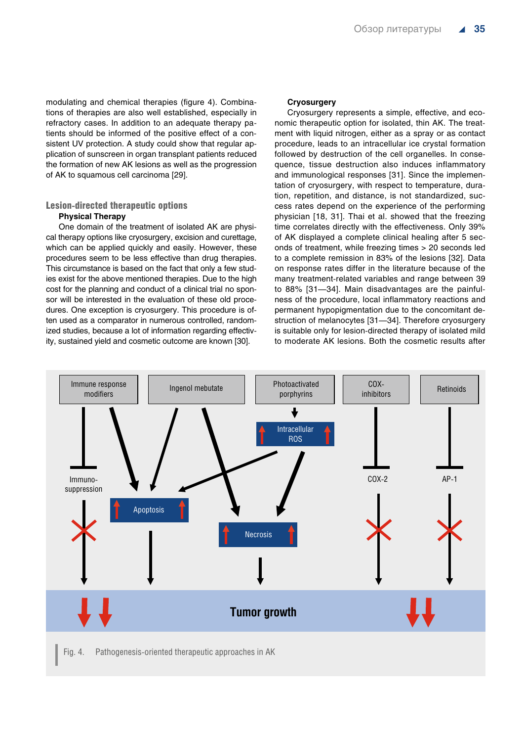modulating and chemical therapies (figure 4). Combinations of therapies are also well established, especially in refractory cases. In addition to an adequate therapy patients should be informed of the positive effect of a consistent UV protection. A study could show that regular application of sunscreen in organ transplant patients reduced the formation of new AK lesions as well as the progression of AK to squamous cell carcinoma [29].

## Lesion-directed therapeutic options

### Physical Therapy

One domain of the treatment of isolated AK are physical therapy options like cryosurgery, excision and curettage, which can be applied quickly and easily. However, these procedures seem to be less effective than drug therapies. This circumstance is based on the fact that only a few studies exist for the above mentioned therapies. Due to the high cost for the planning and conduct of a clinical trial no sponsor will be interested in the evaluation of these old procedures. One exception is cryosurgery. This procedure is often used as a comparator in numerous controlled, randomized studies, because a lot of information regarding effectivity, sustained yield and cosmetic outcome are known [30].

### Cryosurgery

Cryosurgery represents a simple, effective, and economic therapeutic option for isolated, thin AK. The treatment with liquid nitrogen, either as a spray or as contact procedure, leads to an intracellular ice crystal formation followed by destruction of the cell organelles. In consequence, tissue destruction also induces inflammatory and immunological responses [31]. Since the implementation of cryosurgery, with respect to temperature, duration, repetition, and distance, is not standardized, success rates depend on the experience of the performing physician [18, 31]. Thai et al. showed that the freezing time correlates directly with the effectiveness. Only 39% of AK displayed a complete clinical healing after 5 seconds of treatment, while freezing times > 20 seconds led to a complete remission in 83% of the lesions [32]. Data on response rates differ in the literature because of the many treatment-related variables and range between 39 to 88% [31—34]. Main disadvantages are the painfulness of the procedure, local inflammatory reactions and permanent hypopigmentation due to the concomitant destruction of melanocytes [31—34]. Therefore cryosurgery is suitable only for lesion-directed therapy of isolated mild to moderate AK lesions. Both the cosmetic results after

Fig. 4. Pathogenesis-oriented therapeutic approaches in AK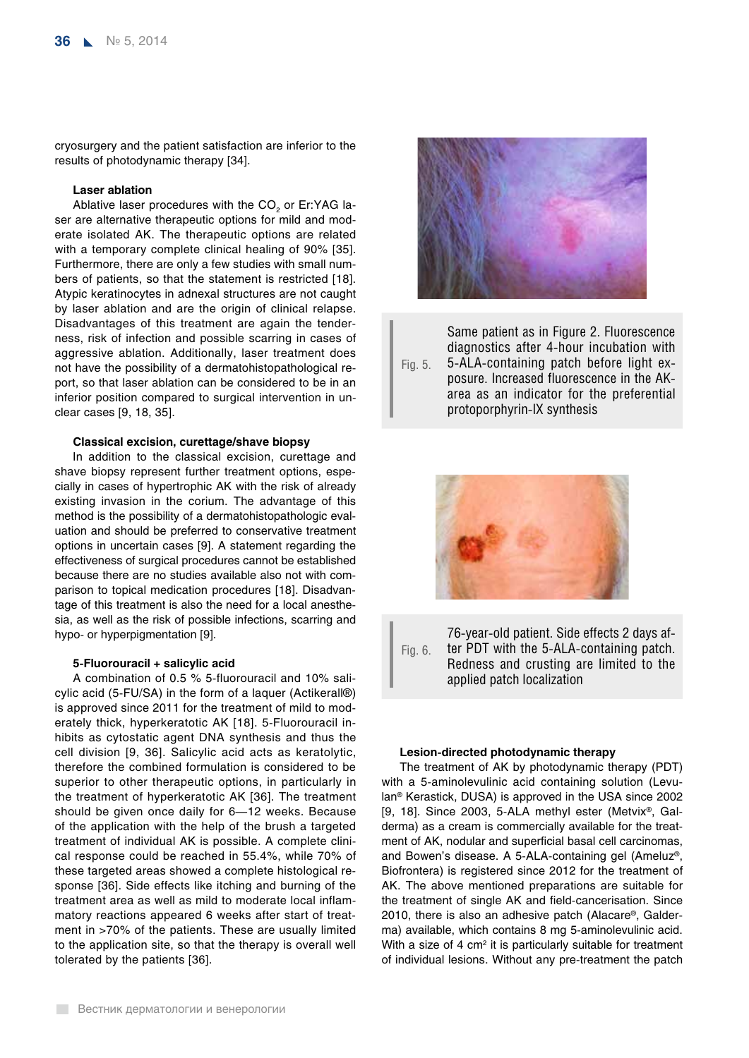cryosurgery and the patient satisfaction are inferior to the results of photodynamic therapy [34].

**Laser ablation**

Ablative laser procedures with the $CO_2$ or Er:YAG laser are alternative therapeutic options for mild and moderate isolated AK. The therapeutic options are related with a temporary complete clinical healing of 90% [35]. Furthermore, there are only a few studies with small numbers of patients, so that the statement is restricted [18]. Atypic keratinocytes in adnexal structures are not caught by laser ablation and are the origin of clinical relapse. Disadvantages of this treatment are again the tenderness, risk of infection and possible scarring in cases of aggressive ablation. Additionally, laser treatment does not have the possibility of a dermatohistopathological report, so that laser ablation can be considered to be in an inferior position compared to surgical intervention in unclear cases [9, 18, 35].

**Classical excision, curettage/shave biopsy**

In addition to the classical excision, curettage and shave biopsy represent further treatment options, especially in cases of hypertrophic AK with the risk of already existing invasion in the corium. The advantage of this method is the possibility of a dermatohistopathologic evaluation and should be preferred to conservative treatment options in uncertain cases [9]. A statement regarding the effectiveness of surgical procedures cannot be established because there are no studies available also not with comparison to topical medication procedures [18]. Disadvantage of this treatment is also the need for a local anesthesia, as well as the risk of possible infections, scarring and hypo- or hyperpigmentation [9].

**5-Fluorouracil + salicylic acid**

A combination of 0.5 % 5-fluorouracil and 10% salicylic acid (5-FU/SA) in the form of a laquer (Actikerall®) is approved since 2011 for the treatment of mild to moderately thick, hyperkeratotic AK [18]. 5-Fluorouracil inhibits as cytostatic agent DNA synthesis and thus the cell division [9, 36]. Salicylic acid acts as keratolytic, therefore the combined formulation is considered to be superior to other therapeutic options, in particularly in the treatment of hyperkeratotic AK [36]. The treatment should be given once daily for 6—12 weeks. Because of the application with the help of the brush a targeted treatment of individual AK is possible. A complete clinical response could be reached in 55.4%, while 70% of these targeted areas showed a complete histological response [36]. Side effects like itching and burning of the treatment area as well as mild to moderate local inflammatory reactions appeared 6 weeks after start of treatment in >70% of the patients. These are usually limited to the application site, so that the therapy is overall well tolerated by the patients [36].

Fig. 5. Same patient as in Figure 2. Fluorescence diagnostics after 4-hour incubation with 5-ALA-containing patch before light exposure. Increased fluorescence in the AK-area as an indicator for the preferential protoporphyrin-IX synthesis

Fig. 6. 76-year-old patient. Side effects 2 days after PDT with the 5-ALA-containing patch. Redness and crusting are limited to the applied patch localization

**Lesion-directed photodynamic therapy**

The treatment of AK by photodynamic therapy (PDT) with a 5-aminolevulinic acid containing solution (Levulan® Kerastick, DUSA) is approved in the USA since 2002 [9, 18]. Since 2003, 5-ALA methyl ester (Metvix®, Galderma) as a cream is commercially available for the treatment of AK, nodular and superficial basal cell carcinomas, and Bowen's disease. A 5-ALA-containing gel (Ameluz®, Biofrontera) is registered since 2012 for the treatment of AK. The above mentioned preparations are suitable for the treatment of single AK and field-cancerisation. Since 2010, there is also an adhesive patch (Alacare®, Galderma) available, which contains 8 mg 5-aminolevulinic acid. With a size of 4 $cm^2$ it is particularly suitable for treatment of individual lesions. Without any pre-treatment the patch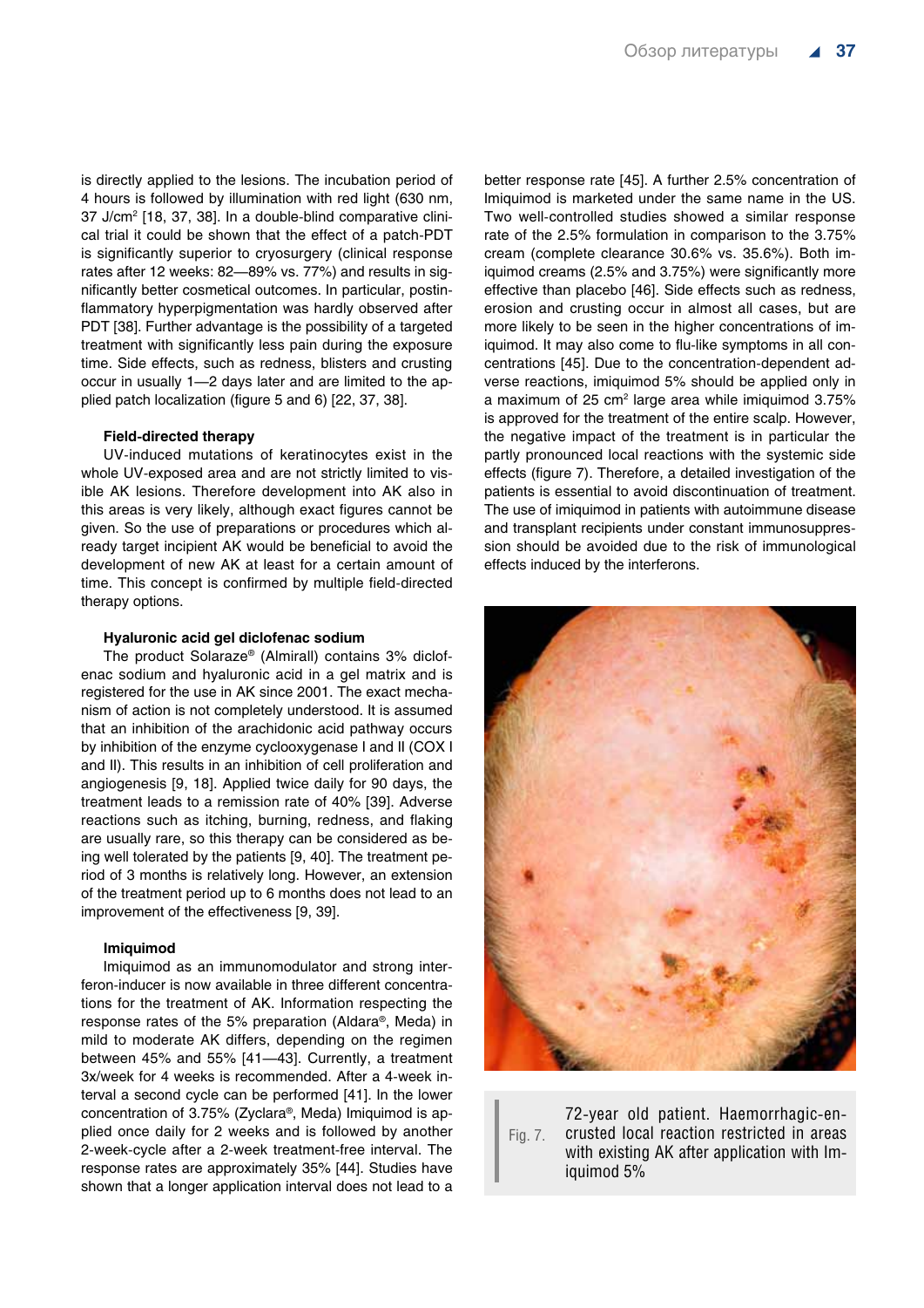is directly applied to the lesions. The incubation period of 4 hours is followed by illumination with red light (630 nm, 37 J/cm$^2$ [18, 37, 38]. In a double-blind comparative clinical trial it could be shown that the effect of a patch-PDT is significantly superior to cryosurgery (clinical response rates after 12 weeks: 82—89% vs. 77%) and results in significantly better cosmetical outcomes. In particular, postinflammatory hyperpigmentation was hardly observed after PDT [38]. Further advantage is the possibility of a targeted treatment with significantly less pain during the exposure time. Side effects, such as redness, blisters and crusting occur in usually 1—2 days later and are limited to the applied patch localization (figure 5 and 6) [22, 37, 38].

#### Field-directed therapy

UV-induced mutations of keratinocytes exist in the whole UV-exposed area and are not strictly limited to visible AK lesions. Therefore development into AK also in this areas is very likely, although exact figures cannot be given. So the use of preparations or procedures which already target incipient AK would be beneficial to avoid the development of new AK at least for a certain amount of time. This concept is confirmed by multiple field-directed therapy options.

#### Hyaluronic acid gel diclofenac sodium

The product Solaraze® (Almirall) contains 3% diclofenac sodium and hyaluronic acid in a gel matrix and is registered for the use in AK since 2001. The exact mechanism of action is not completely understood. It is assumed that an inhibition of the arachidonic acid pathway occurs by inhibition of the enzyme cyclooxygenase I and II (COX I and II). This results in an inhibition of cell proliferation and angiogenesis [9, 18]. Applied twice daily for 90 days, the treatment leads to a remission rate of 40% [39]. Adverse reactions such as itching, burning, redness, and flaking are usually rare, so this therapy can be considered as being well tolerated by the patients [9, 40]. The treatment period of 3 months is relatively long. However, an extension of the treatment period up to 6 months does not lead to an improvement of the effectiveness [9, 39].

#### Imiquimod

Imiquimod as an immunomodulator and strong interferon-inducer is now available in three different concentrations for the treatment of AK. Information respecting the response rates of the 5% preparation (Aldara®, Meda) in mild to moderate AK differs, depending on the regimen between 45% and 55% [41—43]. Currently, a treatment 3x/week for 4 weeks is recommended. After a 4-week interval a second cycle can be performed [41]. In the lower concentration of 3.75% (Zyclara®, Meda) Imiquimod is applied once daily for 2 weeks and is followed by another 2-week-cycle after a 2-week treatment-free interval. The response rates are approximately 35% [44]. Studies have shown that a longer application interval does not lead to a better response rate [45]. A further 2.5% concentration of Imiquimod is marketed under the same name in the US. Two well-controlled studies showed a similar response rate of the 2.5% formulation in comparison to the 3.75% cream (complete clearance 30.6% vs. 35.6%). Both imiquimod creams (2.5% and 3.75%) were significantly more effective than placebo [46]. Side effects such as redness, erosion and crusting occur in almost all cases, but are more likely to be seen in the higher concentrations of imiquimod. It may also come to flu-like symptoms in all concentrations [45]. Due to the concentration-dependent adverse reactions, imiquimod 5% should be applied only in a maximum of 25 cm$^2$ large area while imiquimod 3.75% is approved for the treatment of the entire scalp. However, the negative impact of the treatment is in particular the partly pronounced local reactions with the systemic side effects (figure 7). Therefore, a detailed investigation of the patients is essential to avoid discontinuation of treatment. The use of imiquimod in patients with autoimmune disease and transplant recipients under constant immunosuppression should be avoided due to the risk of immunological effects induced by the interferons.

Fig. 7. 72-year old patient. Haemorrhagic-encrusted local reaction restricted in areas with existing AK after application with Imiquimod 5%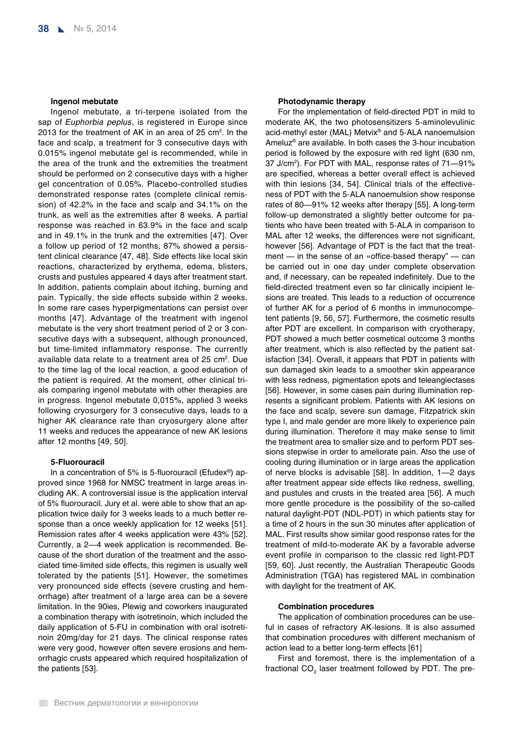### Ingenol mebutate

Ingenol mebutate, a tri-terpene isolated from the sap of *Euphorbia peplus*, is registered in Europe since 2013 for the treatment of AK in an area of 25 $cm^2$. In the face and scalp, a treatment for 3 consecutive days with 0.015% ingenol mebutate gel is recommended, while in the area of the trunk and the extremities the treatment should be performed on 2 consecutive days with a higher gel concentration of 0.05%. Placebo-controlled studies demonstrated response rates (complete clinical remission) of 42.2% in the face and scalp and 34.1% on the trunk, as well as the extremities after 8 weeks. A partial response was reached in 63.9% in the face and scalp and in 49.1% in the trunk and the extremities [47]. Over a follow up period of 12 months, 87% showed a persistent clinical clearance [47, 48]. Side effects like local skin reactions, characterized by erythema, edema, blisters, crusts and pustules appeared 4 days after treatment start. In addition, patients complain about itching, burning and pain. Typically, the side effects subside within 2 weeks. In some rare cases hyperpigmentations can persist over months [47]. Advantage of the treatment with ingenol mebutate is the very short treatment period of 2 or 3 consecutive days with a subsequent, although pronounced, but time-limited inflammatory response. The currently available data relate to a treatment area of 25 $cm^2$. Due to the time lag of the local reaction, a good education of the patient is required. At the moment, other clinical trials comparing ingenol mebutate with other therapies are in progress. Ingenol mebutate 0,015%, applied 3 weeks following cryosurgery for 3 consecutive days, leads to a higher AK clearance rate than cryosurgery alone after 11 weeks and reduces the appearance of new AK lesions after 12 months [49, 50].

### 5-Fluorouracil

In a concentration of 5% is 5-fluorouracil (Efudex®) approved since 1968 for NMSC treatment in large areas including AK. A controversial issue is the application interval of 5% fluorouracil. Jury et al. were able to show that an application twice daily for 3 weeks leads to a much better response than a once weekly application for 12 weeks [51]. Remission rates after 4 weeks application were 43% [52]. Currently, a 2—4 week application is recommended. Because of the short duration of the treatment and the associated time-limited side effects, this regimen is usually well tolerated by the patients [51]. However, the sometimes very pronounced side effects (severe crusting and hemorrhage) after treatment of a large area can be a severe limitation. In the 90ies, Plewig and coworkers inaugurated a combination therapy with isotretinoin, which included the daily application of 5-FU in combination with oral isotretinoin 20mg/day for 21 days. The clinical response rates were very good, however often severe erosions and hemorrhagic crusts appeared which required hospitalization of the patients [53].

### Photodynamic therapy

For the implementation of field-directed PDT in mild to moderate AK, the two photosensitizers 5-aminolevulinic acid-methyl ester (MAL) Metvix® and 5-ALA nanoemulsion Ameluz® are available. In both cases the 3-hour incubation period is followed by the exposure with red light (630 nm, 37 J/$cm^2$). For PDT with MAL, response rates of 71—91% are specified, whereas a better overall effect is achieved with thin lesions [34, 54]. Clinical trials of the effectiveness of PDT with the 5-ALA nanoemulsion show response rates of 80—91% 12 weeks after therapy [55]. A long-term follow-up demonstrated a slightly better outcome for patients who have been treated with 5-ALA in comparison to MAL after 12 weeks, the differences were not significant, however [56]. Advantage of PDT is the fact that the treatment — in the sense of an «office-based therapy" — can be carried out in one day under complete observation and, if necessary, can be repeated indefinitely. Due to the field-directed treatment even so far clinically incipient lesions are treated. This leads to a reduction of occurrence of further AK for a period of 6 months in immunocompetent patients [9, 56, 57]. Furthermore, the cosmetic results after PDT are excellent. In comparison with cryotherapy, PDT showed a much better cosmetical outcome 3 months after treatment, which is also reflected by the patient satisfaction [34]. Overall, it appears that PDT in patients with sun damaged skin leads to a smoother skin appearance with less redness, pigmentation spots and teleangiectases [56]. However, in some cases pain during illumination represents a significant problem. Patients with AK lesions on the face and scalp, severe sun damage, Fitzpatrick skin type I, and male gender are more likely to experience pain during illumination. Therefore it may make sense to limit the treatment area to smaller size and to perform PDT sessions stepwise in order to ameliorate pain. Also the use of cooling during illumination or in large areas the application of nerve blocks is advisable [58]. In addition, 1—2 days after treatment appear side effects like redness, swelling, and pustules and crusts in the treated area [56]. A much more gentle procedure is the possibility of the so-called natural daylight-PDT (NDL-PDT) in which patients stay for a time of 2 hours in the sun 30 minutes after application of MAL. First results show similar good response rates for the treatment of mild-to-moderate AK by a favorable adverse event profile in comparison to the classic red light-PDT [59, 60]. Just recently, the Australian Therapeutic Goods Administration (TGA) has registered MAL in combination with daylight for the treatment of AK.

### Combination procedures

The application of combination procedures can be useful in cases of refractory AK-lesions. It is also assumed that combination procedures with different mechanism of action lead to a better long-term effects [61]

First and foremost, there is the implementation of a fractional $CO_2$ laser treatment followed by PDT. The pre-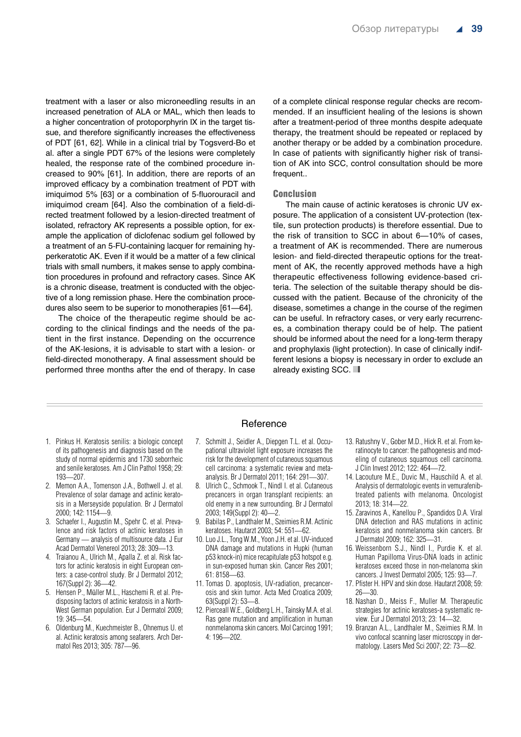treatment with a laser or also microneedling results in an increased penetration of ALA or MAL, which then leads to a higher concentration of protoporphyrin IX in the target tissue, and therefore significantly increases the effectiveness of PDT [61, 62]. While in a clinical trial by Togsverd-Bo et al. after a single PDT 67% of the lesions were completely healed, the response rate of the combined procedure increased to 90% [61]. In addition, there are reports of an improved efficacy by a combination treatment of PDT with imiquimod 5% [63] or a combination of 5-fluorouracil and imiquimod cream [64]. Also the combination of a field-directed treatment followed by a lesion-directed treatment of isolated, refractory AK represents a possible option, for example the application of diclofenac sodium gel followed by a treatment of an 5-FU-containing lacquer for remaining hyperkeratotic AK. Even if it would be a matter of a few clinical trials with small numbers, it makes sense to apply combination procedures in profound and refractory cases. Since AK is a chronic disease, treatment is conducted with the objective of a long remission phase. Here the combination procedures also seem to be superior to monotherapies [61—64].

The choice of the therapeutic regime should be according to the clinical findings and the needs of the patient in the first instance. Depending on the occurrence of the AK-lesions, it is advisable to start with a lesion- or field-directed monotherapy. A final assessment should be performed three months after the end of therapy. In case of a complete clinical response regular checks are recommended. If an insufficient healing of the lesions is shown after a treatment-period of three months despite adequate therapy, the treatment should be repeated or replaced by another therapy or be added by a combination procedure. In case of patients with significantly higher risk of transition of AK into SCC, control consultation should be more frequent..

### Conclusion

The main cause of actinic keratoses is chronic UV exposure. The application of a consistent UV-protection (textile, sun protection products) is therefore essential. Due to the risk of transition to SCC in about 6—10% of cases, a treatment of AK is recommended. There are numerous lesion- and field-directed therapeutic options for the treatment of AK, the recently approved methods have a high therapeutic effectiveness following evidence-based criteria. The selection of the suitable therapy should be discussed with the patient. Because of the chronicity of the disease, sometimes a change in the course of the regimen can be useful. In refractory cases, or very early recurrences, a combination therapy could be of help. The patient should be informed about the need for a long-term therapy and prophylaxis (light protection). In case of clinically indifferent lesions a biopsy is necessary in order to exclude an already existing SCC.

## Reference

1. Pinkus H. Keratosis senilis: a biologic concept of its pathogenesis and diagnosis based on the study of normal epidermis and 1730 seborrheic and senile keratoses. Am J Clin Pathol 1958; 29: 193—207.
2. Memon A.A., Tomenson J.A., Bothwell J. et al. Prevalence of solar damage and actinic keratosis in a Merseyside population. Br J Dermatol 2000; 142: 1154—9.
3. Schaefer I., Augustin M., Spehr C. et al. Prevalence and risk factors of actinic keratoses in Germany — analysis of multisource data. J Eur Acad Dermatol Venereol 2013; 28: 309—13.
4. Traianou A., Ulrich M., Apalla Z. et al. Risk factors for actinic keratosis in eight European centers: a case-control study. Br J Dermatol 2012; 167(Suppl 2): 36—42.
5. Hensen P., Müller M.L., Haschemi R. et al. Predisposing factors of actinic keratosis in a North-West German population. Eur J Dermatol 2009; 19: 345—54.
6. Oldenburg M., Kuechmeister B., Ohnemus U. et al. Actinic keratosis among seafarers. Arch Dermatol Res 2013; 305: 787—96.
7. Schmitt J., Seidler A., Diepgen T.L. et al. Occupational ultraviolet light exposure increases the risk for the development of cutaneous squamous cell carcinoma: a systematic review and meta-analysis. Br J Dermatol 2011; 164: 291—307.
8. Ulrich C., Schmook T., Nindl I. et al. Cutaneous precancers in organ transplant recipients: an old enemy in a new surrounding. Br J Dermatol 2003; 149(Suppl 2): 40—2.
9. Babilas P., Landthaler M., Szeimies R.M. Actinic keratoses. Hautarzt 2003; 54: 551—62.
10. Luo J.L., Tong W.M., Yoon J.H. et al. UV-induced DNA damage and mutations in Hupki (human p53 knock-in) mice recapitulate p53 hotspot e.g. in sun-exposed human skin. Cancer Res 2001; 61: 8158—63.
11. Tomas D. apoptosis, UV-radiation, precancerosis and skin tumor. Acta Med Croatica 2009; 63(Suppl 2): 53—8.
12. Pierceall W.E., Goldberg L.H., Tainsky M.A. et al. Ras gene mutation and amplification in human nonmelanoma skin cancers. Mol Carcinog 1991; 4: 196—202.
13. Ratushny V., Gober M.D., Hick R. et al. From keratinocyte to cancer: the pathogenesis and modeling of cutaneous squamous cell carcinoma. J Clin Invest 2012; 122: 464—72.
14. Lacouture M.E., Duvic M., Hauschild A. et al. Analysis of dermatologic events in vemurafenib-treated patients with melanoma. Oncologist 2013; 18: 314—22.
15. Zaravinos A., Kanellou P., Spandidos D.A. Viral DNA detection and RAS mutations in actinic keratosis and nonmelanoma skin cancers. Br J Dermatol 2009; 162: 325—31.
16. Weissenborn S.J., Nindl I., Purdie K. et al. Human Papilloma Virus-DNA loads in actinic keratoses exceed those in non-melanoma skin cancers. J Invest Dermatol 2005; 125: 93—7.
17. Pfister H. HPV and skin dose. Hautarzt 2008; 59: 26—30.
18. Nashan D., Meiss F., Muller M. Therapeutic strategies for actinic keratoses-a systematic review. Eur J Dermatol 2013; 23: 14—32.
19. Branzan A.L., Landthaler M., Szeimies R.M. In vivo confocal scanning laser microscopy in dermatology. Lasers Med Sci 2007; 22: 73—82.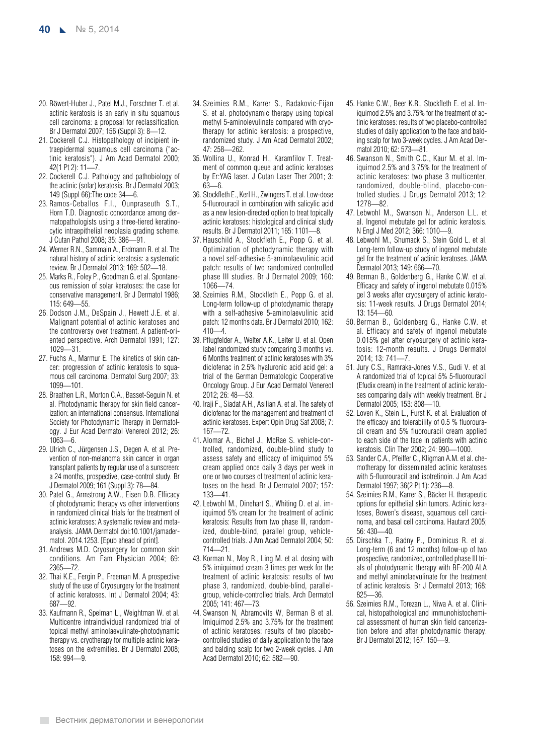20. Röwert-Huber J., Patel M.J., Forschner T. et al. actinic keratosis is an early in situ squamous cell carcinoma: a proposal for reclassification. Br J Dermatol 2007; 156 (Suppl 3): 8—12.
21. Cockerell C.J. Histopathology of incipient intraepidermal squamous cell carcinoma ("actinic keratosis"). J Am Acad Dermatol 2000; 42(1 Pt 2): 11—7.
22. Cockerell C.J. Pathology and pathobiology of the actinic (solar) keratosis. Br J Dermatol 2003; 149 (Suppl 66):The code 34—6.
23. Ramos-Ceballos F.I., Ounpraseuth S.T., Horn T.D. Diagnostic concordance among dermatopathologists using a three-tiered keratinocytic intraepithelial neoplasia grading scheme. J Cutan Pathol 2008; 35: 386—91.
24. Werner R.N., Sammain A., Erdmann R. et al. The natural history of actinic keratosis: a systematic review. Br J Dermatol 2013; 169: 502—18.
25. Marks R., Foley P., Goodman G. et al. Spontaneous remission of solar keratoses: the case for conservative management. Br J Dermatol 1986; 115: 649—55.
26. Dodson J.M., DeSpain J., Hewett J.E. et al. Malignant potential of actinic keratoses and the controversy over treatment. A patient-oriented perspective. Arch Dermatol 1991; 127: 1029—31.
27. Fuchs A., Marmur E. The kinetics of skin cancer: progression of actinic keratosis to squamous cell carcinoma. Dermatol Surg 2007; 33: 1099—101.
28. Braathen L.R., Morton C.A., Basset-Seguin N. et al. Photodynamic therapy for skin field cancerization: an international consensus. International Society for Photodynamic Therapy in Dermatology. J Eur Acad Dermatol Venereol 2012; 26: 1063—6.
29. Ulrich C., Jürgensen J.S., Degen A. et al. Prevention of non-melanoma skin cancer in organ transplant patients by regular use of a sunscreen: a 24 months, prospective, case-control study. Br J Dermatol 2009; 161 (Suppl 3): 78—84.
30. Patel G., Armstrong A.W., Eisen D.B. Efficacy of photodynamic therapy vs other interventions in randomized clinical trials for the treatment of actinic keratoses: A systematic review and meta-analysis. JAMA Dermatol doi:10.1001/jamadermatol. 2014.1253. [Epub ahead of print].
31. Andrews M.D. Cryosurgery for common skin conditions. Am Fam Physician 2004; 69: 2365—72.
32. Thai K.E., Fergin P., Freeman M. A prospective study of the use of Cryosurgery for the treatment of actinic keratoses. Int J Dermatol 2004; 43: 687—92.
33. Kaufmann R., Spelman L., Weightman W. et al. Multicentre intraindividual randomized trial of topical methyl aminolaevulinate-photodynamic therapy vs. cryotherapy for multiple actinic keratoses on the extremities. Br J Dermatol 2008; 158: 994—9.
34. Szeimies R.M., Karrer S., Radakovic-Fijan S. et al. photodynamic therapy using topical methyl 5-aminolevulinate compared with cryotherapy for actinic keratosis: a prospective, randomized study. J Am Acad Dermatol 2002; 47: 258—262.
35. Wollina U., Konrad H., Karamfilov T. Treatment of common queue and actinic keratoses by Er:YAG laser. J Cutan Laser Ther 2001; 3: 63—6.
36. Stockfleth E., Kerl H., Zwingers T. et al. Low-dose 5-fluorouracil in combination with salicylic acid as a new lesion-directed option to treat topically actinic keratoses: histological and clinical study results. Br J Dermatol 2011; 165: 1101—8.
37. Hauschild A., Stockfleth E., Popp G. et al. Optimization of photodynamic therapy with a novel self-adhesive 5-aminolaevulinic acid patch: results of two randomized controlled phase III studies. Br J Dermatol 2009; 160: 1066—74.
38. Szeimies R.M., Stockfleth E., Popp G. et al. Long-term follow-up of photodynamic therapy with a self-adhesive 5-aminolaevulinic acid patch: 12 months data. Br J Dermatol 2010; 162: 410—4.
39. Pflugfelder A., Welter A.K., Leiter U. et al. Open label randomized study comparing 3 months vs. 6 Months treatment of actinic keratoses with 3% diclofenac in 2.5% hyaluronic acid acid gel: a trial of the German Dermatologic Cooperative Oncology Group. J Eur Acad Dermatol Venereol 2012; 26: 48—53.
40. Iraji F., Siadat A.H., Asilian A. et al. The safety of diclofenac for the management and treatment of actinic keratoses. Expert Opin Drug Saf 2008; 7: 167—72.
41. Alomar A., Bichel J., McRae S. vehicle-controlled, randomized, double-blind study to assess safety and efficacy of imiquimod 5% cream applied once daily 3 days per week in one or two courses of treatment of actinic keratoses on the head. Br J Dermatol 2007; 157: 133—41.
42. Lebwohl M., Dinehart S., Whiting D. et al. imiquimod 5% cream for the treatment of actinic keratosis: Results from two phase III, randomized, double-blind, parallel group, vehicle-controlled trials. J Am Acad Dermatol 2004; 50: 714—21.
43. Korman N., Moy R., Ling M. et al. dosing with 5% imiquimod cream 3 times per week for the treatment of actinic keratosis: results of two phase 3, randomized, double-blind, parallel-group, vehicle-controlled trials. Arch Dermatol 2005; 141: 467—73.
44. Swanson N, Abramovits W, Berman B et al. Imiquimod 2.5% and 3.75% for the treatment of actinic keratoses: results of two placebo-controlled studies of daily application to the face and balding scalp for two 2-week cycles. J Am Acad Dermatol 2010; 62: 582—90.
45. Hanke C.W., Beer K.R., Stockfleth E. et al. Imiquimod 2.5% and 3.75% for the treatment of actinic keratoses: results of two placebo-controlled studies of daily application to the face and balding scalp for two 3-week cycles. J Am Acad Dermatol 2010; 62: 573—81.
46. Swanson N., Smith C.C., Kaur M. et al. Imiquimod 2.5% and 3.75% for the treatment of actinic keratoses: two phase 3 multicenter, randomized, double-blind, placebo-controlled studies. J Drugs Dermatol 2013; 12: 1278—82.
47. Lebwohl M., Swanson N., Anderson L.L. et al. Ingenol mebutate gel for actinic keratosis. N Engl J Med 2012; 366: 1010—9.
48. Lebwohl M., Shumack S., Stein Gold L. et al. Long-term follow-up study of ingenol mebutate gel for the treatment of actinic keratoses. JAMA Dermatol 2013; 149: 666—70.
49. Berman B., Goldenberg G., Hanke C.W. et al. Efficacy and safety of ingenol mebutate 0.015% gel 3 weeks after cryosurgery of actinic keratosis: 11-week results. J Drugs Dermatol 2014; 13: 154—60.
50. Berman B., Goldenberg G., Hanke C.W. et al. Efficacy and safety of ingenol mebutate 0.015% gel after cryosurgery of actinic keratosis: 12-month results. J Drugs Dermatol 2014; 13: 741—7.
51. Jury C.S., Ramraka-Jones V.S., Gudi V. et al. A randomized trial of topical 5% 5-fluorouracil (Efudix cream) in the treatment of actinic keratoses comparing daily with weekly treatment. Br J Dermatol 2005; 153: 808—10.
52. Loven K., Stein L., Furst K. et al. Evaluation of the efficacy and tolerability of 0.5 % fluorouracil cream and 5% fluorouracil cream applied to each side of the face in patients with actinic keratosis. Clin Ther 2002; 24: 990—1000.
53. Sander C.A., Pfeiffer C., Kligman A.M. et al. chemotherapy for disseminated actinic keratoses with 5-fluorouracil and isotretinoin. J Am Acad Dermatol 1997; 36(2 Pt 1): 236—8.
54. Szeimies R.M., Karrer S., Bäcker H. therapeutic options for epithelial skin tumors. Actinic keratoses, Bowen's disease, squamous cell carcinoma, and basal cell carcinoma. Hautarzt 2005; 56: 430—40.
55. Dirschka T., Radny P., Dominicus R. et al. Long-term (6 and 12 months) follow-up of two prospective, randomized, controlled phase III trials of photodynamic therapy with BF-200 ALA and methyl aminolaevulinate for the treatment of actinic keratosis. Br J Dermatol 2013; 168: 825—36.
56. Szeimies R.M., Torezan L., Niwa A. et al. Clinical, histopathological and immunohistochemical assessment of human skin field cancerization before and after photodynamic therapy. Br J Dermatol 2012; 167: 150—9.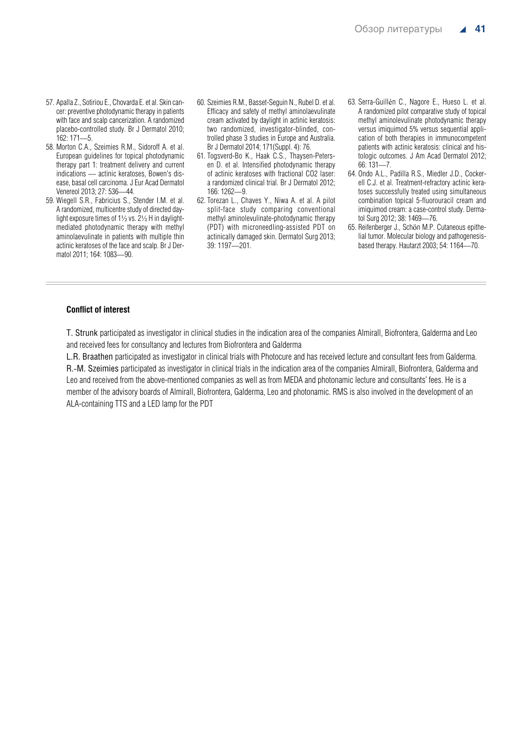57. Apalla Z., Sotiriou E., Chovarda E. et al. Skin cancer: preventive photodynamic therapy in patients with face and scalp cancerization. A randomized placebo-controlled study. Br J Dermatol 2010; 162: 171—5.
58. Morton C.A., Szeimies R.M., Sidoroff A. et al. European guidelines for topical photodynamic therapy part 1: treatment delivery and current indications — actinic keratoses, Bowen's disease, basal cell carcinoma. J Eur Acad Dermatol Venereol 2013; 27: 536—44.
59. Wiegell S.R., Fabricius S., Stender I.M. et al. A randomized, multicentre study of directed daylight exposure times of 1½ vs. 2½ H in daylight-mediated photodynamic therapy with methyl aminolaevulinate in patients with multiple thin actinic keratoses of the face and scalp. Br J Dermatol 2011; 164: 1083—90.
60. Szeimies R.M., Basset-Seguin N., Rubel D. et al. Efficacy and safety of methyl aminolaevulinate cream activated by daylight in actinic keratosis: two randomized, investigator-blinded, controlled phase 3 studies in Europe and Australia. Br J Dermatol 2014; 171(Suppl. 4): 76.
61. Togsverd-Bo K., Haak C.S., Thaysen-Petersen D. et al. Intensified photodynamic therapy of actinic keratoses with fractional CO2 laser: a randomized clinical trial. Br J Dermatol 2012; 166: 1262—9.
62. Torezan L., Chaves Y., Niwa A. et al. A pilot split-face study comparing conventional methyl aminolevulinate-photodynamic therapy (PDT) with microneedling-assisted PDT on actinically damaged skin. Dermatol Surg 2013; 39: 1197—201.
63. Serra-Guillén C., Nagore E., Hueso L. et al. A randomized pilot comparative study of topical methyl aminolevulinate photodynamic therapy versus imiquimod 5% versus sequential application of both therapies in immunocompetent patients with actinic keratosis: clinical and histologic outcomes. J Am Acad Dermatol 2012; 66: 131—7.
64. Ondo A.L., Padilla R.S., Miedler J.D., Cockerell C.J. et al. Treatment-refractory actinic keratoses successfully treated using simultaneous combination topical 5-fluorouracil cream and imiquimod cream: a case-control study. Dermatol Surg 2012; 38: 1469—76.
65. Reifenberger J., Schön M.P. Cutaneous epithelial tumor. Molecular biology and pathogenesis-based therapy. Hautarzt 2003; 54: 1164—70.

**Conflict of interest**

T. Strunk participated as investigator in clinical studies in the indication area of the companies Almirall, Biofrontera, Galderma and Leo and received fees for consultancy and lectures from Biofrontera and Galderma

L.R. Braathen participated as investigator in clinical trials with Photocure and has received lecture and consultant fees from Galderma.

R.-M. Szeimies participated as investigator in clinical trials in the indication area of the companies Almirall, Biofrontera, Galderma and Leo and received from the above-mentioned companies as well as from MEDA and photonamic lecture and consultants' fees. He is a member of the advisory boards of Almirall, Biofrontera, Galderma, Leo and photonamic. RMS is also involved in the development of an ALA-containing TTS and a LED lamp for the PDT